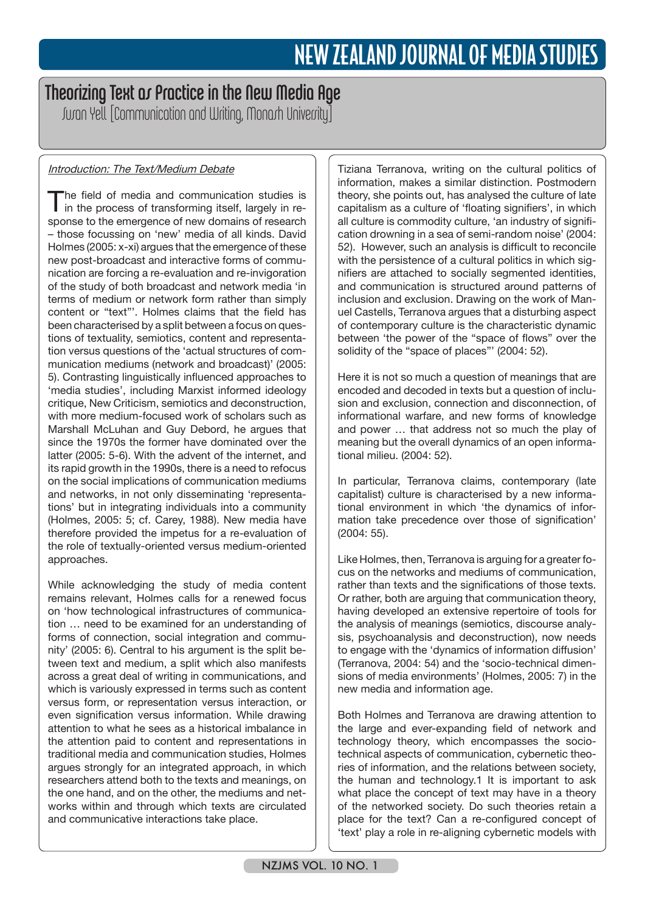# Theorizing Text as Practice in the New Media Age

Susan Yell [Communication and Writing, Monash University]

## *Introduction: The Text/Medium Debate*

The field of media and communication studies is in the process of transforming itself, largely in response to the emergence of new domains of research – those focussing on 'new' media of all kinds. David Holmes (2005: x-xi) argues that the emergence of these new post-broadcast and interactive forms of communication are forcing a re-evaluation and re-invigoration of the study of both broadcast and network media 'in terms of medium or network form rather than simply content or "text"'. Holmes claims that the field has been characterised by a split between a focus on questions of textuality, semiotics, content and representation versus questions of the 'actual structures of communication mediums (network and broadcast)' (2005: 5). Contrasting linguistically influenced approaches to 'media studies', including Marxist informed ideology critique, New Criticism, semiotics and deconstruction, with more medium-focused work of scholars such as Marshall McLuhan and Guy Debord, he argues that since the 1970s the former have dominated over the latter (2005: 5-6). With the advent of the internet, and its rapid growth in the 1990s, there is a need to refocus on the social implications of communication mediums and networks, in not only disseminating 'representations' but in integrating individuals into a community (Holmes, 2005: 5; cf. Carey, 1988). New media have therefore provided the impetus for a re-evaluation of the role of textually-oriented versus medium-oriented approaches.

While acknowledging the study of media content remains relevant, Holmes calls for a renewed focus on 'how technological infrastructures of communication … need to be examined for an understanding of forms of connection, social integration and community' (2005: 6). Central to his argument is the split between text and medium, a split which also manifests across a great deal of writing in communications, and which is variously expressed in terms such as content versus form, or representation versus interaction, or even signification versus information. While drawing attention to what he sees as a historical imbalance in the attention paid to content and representations in traditional media and communication studies, Holmes argues strongly for an integrated approach, in which researchers attend both to the texts and meanings, on the one hand, and on the other, the mediums and networks within and through which texts are circulated and communicative interactions take place.

Tiziana Terranova, writing on the cultural politics of information, makes a similar distinction. Postmodern theory, she points out, has analysed the culture of late capitalism as a culture of 'floating signifiers', in which all culture is commodity culture, 'an industry of signification drowning in a sea of semi-random noise' (2004: 52). However, such an analysis is difficult to reconcile with the persistence of a cultural politics in which signifiers are attached to socially segmented identities, and communication is structured around patterns of inclusion and exclusion. Drawing on the work of Manuel Castells, Terranova argues that a disturbing aspect of contemporary culture is the characteristic dynamic between 'the power of the "space of flows" over the solidity of the "space of places"' (2004: 52).

> Here it is not so much a question of meanings that are encoded and decoded in texts but a question of inclusion and exclusion, connection and disconnection, of informational warfare, and new forms of knowledge and power … that address not so much the play of meaning but the overall dynamics of an open informational milieu. (2004: 52).

In particular, Terranova claims, contemporary (late capitalist) culture is characterised by a new informational environment in which 'the dynamics of information take precedence over those of signification' (2004: 55).

Like Holmes, then, Terranova is arguing for a greater focus on the networks and mediums of communication, rather than texts and the significations of those texts. Or rather, both are arguing that communication theory, having developed an extensive repertoire of tools for the analysis of meanings (semiotics, discourse analysis, psychoanalysis and deconstruction), now needs to engage with the 'dynamics of information diffusion' (Terranova, 2004: 54) and the 'socio-technical dimensions of media environments' (Holmes, 2005: 7) in the new media and information age.

Both Holmes and Terranova are drawing attention to the large and ever-expanding field of network and technology theory, which encompasses the socio-technical aspects of communication, cybernetic theories of information, and the relations between society, the human and technology.1 It is important to ask what place the concept of text may have in a theory of the networked society. Do such theories retain a place for the text? Can a re-configured concept of 'text' play a role in re-aligning cybernetic models with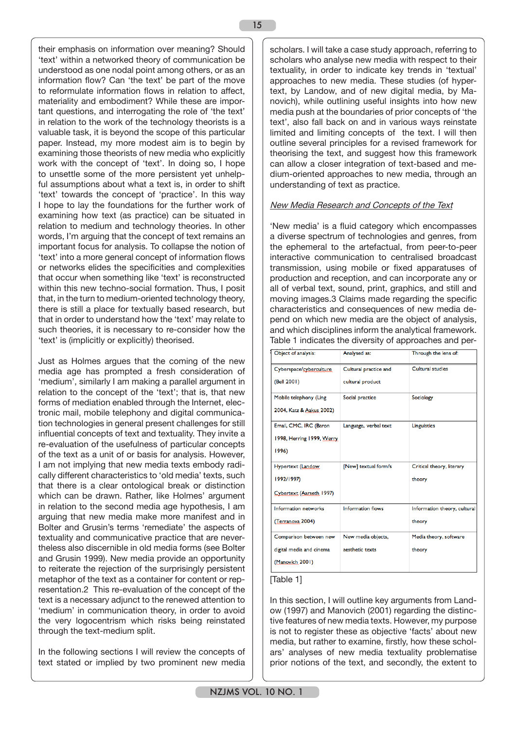their emphasis on information over meaning? Should 'text' within a networked theory of communication be understood as one nodal point among others, or as an information flow? Can 'the text' be part of the move to reformulate information flows in relation to affect, materiality and embodiment? While these are important questions, and interrogating the role of 'the text' in relation to the work of the technology theorists is a valuable task, it is beyond the scope of this particular paper. Instead, my more modest aim is to begin by examining those theorists of new media who explicitly work with the concept of 'text'. In doing so, I hope to unsettle some of the more persistent yet unhelpful assumptions about what a text is, in order to shift 'text' towards the concept of 'practice'. In this way I hope to lay the foundations for the further work of examining how text (as practice) can be situated in relation to medium and technology theories. In other words, I'm arguing that the concept of text remains an important focus for analysis. To collapse the notion of 'text' into a more general concept of information flows or networks elides the specificities and complexities that occur when something like 'text' is reconstructed within this new techno-social formation. Thus, I posit that, in the turn to medium-oriented technology theory, there is still a place for textually based research, but that in order to understand how the 'text' may relate to such theories, it is necessary to re-consider how the 'text' is (implicitly or explicitly) theorised.

Just as Holmes argues that the coming of the new media age has prompted a fresh consideration of 'medium', similarly I am making a parallel argument in relation to the concept of the 'text'; that is, that new forms of mediation enabled through the Internet, electronic mail, mobile telephony and digital communication technologies in general present challenges for still influential concepts of text and textuality. They invite a re-evaluation of the usefulness of particular concepts of the text as a unit of or basis for analysis. However, I am not implying that new media texts embody radically different characteristics to 'old media' texts, such that there is a clear ontological break or distinction which can be drawn. Rather, like Holmes' argument in relation to the second media age hypothesis, I am arguing that new media make more manifest and in Bolter and Grusin's terms 'remediate' the aspects of textuality and communicative practice that are nevertheless also discernible in old media forms (see Bolter and Grusin 1999). New media provide an opportunity to reiterate the rejection of the surprisingly persistent metaphor of the text as a container for content or representation.2 This re-evaluation of the concept of the text is a necessary adjunct to the renewed attention to 'medium' in communication theory, in order to avoid the very logocentrism which risks being reinstated through the text-medium split.

In the following sections I will review the concepts of text stated or implied by two prominent new media scholars. I will take a case study approach, referring to scholars who analyse new media with respect to their textuality, in order to indicate key trends in 'textual' approaches to new media. These studies (of hypertext, by Landow, and of new digital media, by Manovich), while outlining useful insights into how new media push at the boundaries of prior concepts of 'the text', also fall back on and in various ways reinstate limited and limiting concepts of the text. I will then outline several principles for a revised framework for theorising the text, and suggest how this framework can allow a closer integration of text-based and medium-oriented approaches to new media, through an understanding of text as practice.

## *New Media Research and Concepts of the Text*

'New media' is a fluid category which encompasses a diverse spectrum of technologies and genres, from the ephemeral to the artefactual, from peer-to-peer interactive communication to centralised broadcast transmission, using mobile or fixed apparatuses of production and reception, and can incorporate any or all of verbal text, sound, print, graphics, and still and moving images.3 Claims made regarding the specific characteristics and consequences of new media depend on which new media are the object of analysis, and which disciplines inform the analytical framework. Table 1 indicates the diversity of approaches and perspectives.

| Object of analysis: | Analysed as: | Through the lens of: |
|---|---|---|
| Cyberspace/cyberculture (Bell 2001) | Cultural practice and cultural product | Cultural studies |
| Mobile telephony (Ling 2004, Katz & Aakus 2002) | Social practice | Sociology |
| Email, CMC, IRC (Baron 1998, Herring 1999, Werry 1996) | Language, verbal text | Linguistics |
| Hypertext (Landow 1992/1997) Cybertext (Aarseth 1997) | [New] textual form/s | Critical theory, literary theory |
| Information networks (Terranova 2004) | Information flows | Information theory, cultural theory |
| Comparison between new digital media and cinema (Manovich 2001) | New media objects, aesthetic texts | Media theory, software theory |

[Table 1]

In this section, I will outline key arguments from Landow (1997) and Manovich (2001) regarding the distinctive features of new media texts. However, my purpose is not to register these as objective 'facts' about new media, but rather to examine, firstly, how these scholars' analyses of new media textuality problematise prior notions of the text, and secondly, the extent to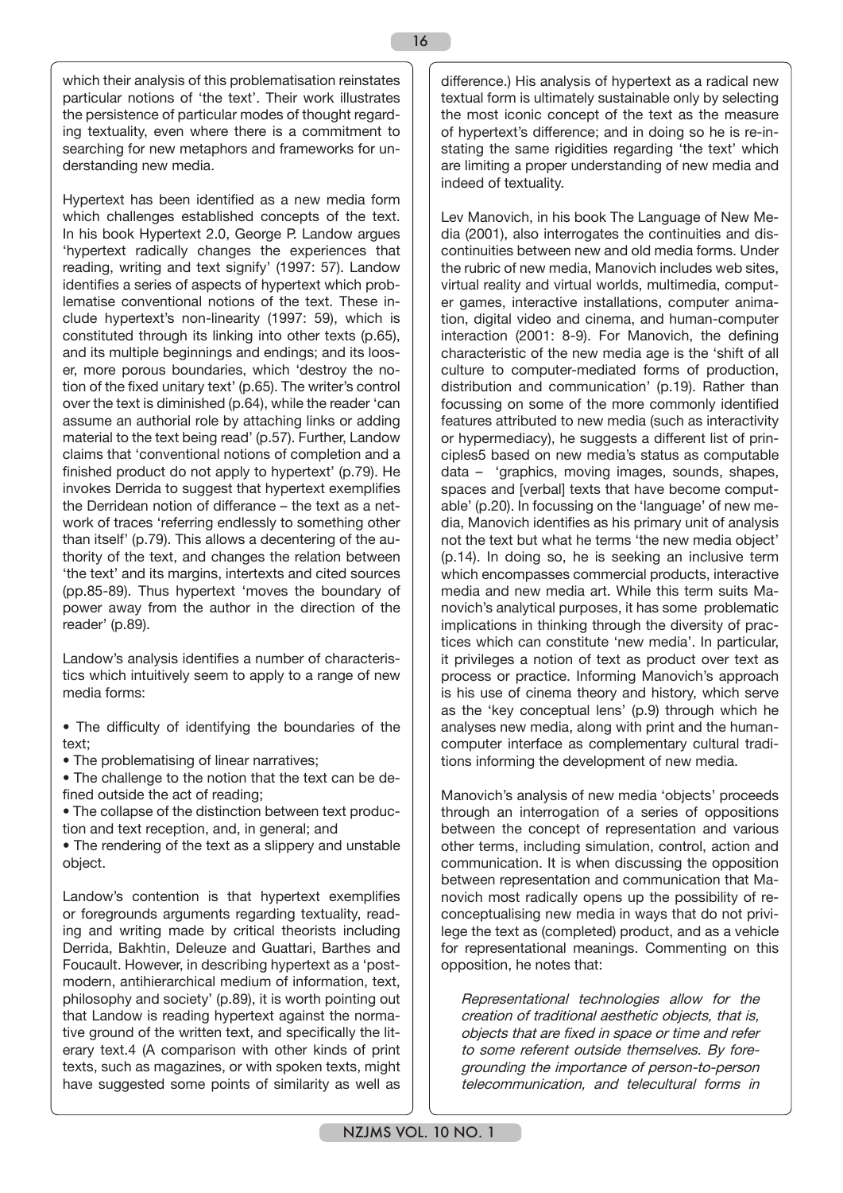which their analysis of this problematisation reinstates particular notions of 'the text'. Their work illustrates the persistence of particular modes of thought regarding textuality, even where there is a commitment to searching for new metaphors and frameworks for understanding new media.

Hypertext has been identified as a new media form which challenges established concepts of the text. In his book Hypertext 2.0, George P. Landow argues 'hypertext radically changes the experiences that reading, writing and text signify' (1997: 57). Landow identifies a series of aspects of hypertext which problematise conventional notions of the text. These include hypertext's non-linearity (1997: 59), which is constituted through its linking into other texts (p.65), and its multiple beginnings and endings; and its looser, more porous boundaries, which 'destroy the notion of the fixed unitary text' (p.65). The writer's control over the text is diminished (p.64), while the reader 'can assume an authorial role by attaching links or adding material to the text being read' (p.57). Further, Landow claims that 'conventional notions of completion and a finished product do not apply to hypertext' (p.79). He invokes Derrida to suggest that hypertext exemplifies the Derridean notion of differance – the text as a network of traces 'referring endlessly to something other than itself' (p.79). This allows a decentering of the authority of the text, and changes the relation between 'the text' and its margins, intertexts and cited sources (pp.85-89). Thus hypertext 'moves the boundary of power away from the author in the direction of the reader' (p.89).

Landow's analysis identifies a number of characteristics which intuitively seem to apply to a range of new media forms:

- The difficulty of identifying the boundaries of the text;
- The problematising of linear narratives;
- The challenge to the notion that the text can be defined outside the act of reading;
- The collapse of the distinction between text production and text reception, and, in general; and
- The rendering of the text as a slippery and unstable object.

Landow's contention is that hypertext exemplifies or foregrounds arguments regarding textuality, reading and writing made by critical theorists including Derrida, Bakhtin, Deleuze and Guattari, Barthes and Foucault. However, in describing hypertext as a 'postmodern, antihierarchical medium of information, text, philosophy and society' (p.89), it is worth pointing out that Landow is reading hypertext against the normative ground of the written text, and specifically the literary text.4 (A comparison with other kinds of print texts, such as magazines, or with spoken texts, might have suggested some points of similarity as well as difference.) His analysis of hypertext as a radical new textual form is ultimately sustainable only by selecting the most iconic concept of the text as the measure of hypertext's difference; and in doing so he is re-instating the same rigidities regarding 'the text' which are limiting a proper understanding of new media and indeed of textuality.

Lev Manovich, in his book The Language of New Media (2001), also interrogates the continuities and discontinuities between new and old media forms. Under the rubric of new media, Manovich includes web sites, virtual reality and virtual worlds, multimedia, computer games, interactive installations, computer animation, digital video and cinema, and human-computer interaction (2001: 8-9). For Manovich, the defining characteristic of the new media age is the 'shift of all culture to computer-mediated forms of production, distribution and communication' (p.19). Rather than focussing on some of the more commonly identified features attributed to new media (such as interactivity or hypermediacy), he suggests a different list of principles5 based on new media's status as computable data – 'graphics, moving images, sounds, shapes, spaces and [verbal] texts that have become computable' (p.20). In focussing on the 'language' of new media, Manovich identifies as his primary unit of analysis not the text but what he terms 'the new media object' (p.14). In doing so, he is seeking an inclusive term which encompasses commercial products, interactive media and new media art. While this term suits Manovich's analytical purposes, it has some problematic implications in thinking through the diversity of practices which can constitute 'new media'. In particular, it privileges a notion of text as product over text as process or practice. Informing Manovich's approach is his use of cinema theory and history, which serve as the 'key conceptual lens' (p.9) through which he analyses new media, along with print and the human-computer interface as complementary cultural traditions informing the development of new media.

Manovich's analysis of new media 'objects' proceeds through an interrogation of a series of oppositions between the concept of representation and various other terms, including simulation, control, action and communication. It is when discussing the opposition between representation and communication that Manovich most radically opens up the possibility of reconceptualising new media in ways that do not privilege the text as (completed) product, and as a vehicle for representational meanings. Commenting on this opposition, he notes that:

> *Representational technologies allow for the creation of traditional aesthetic objects, that is, objects that are fixed in space or time and refer to some referent outside themselves. By foregrounding the importance of person-to-person telecommunication, and telecultural forms in*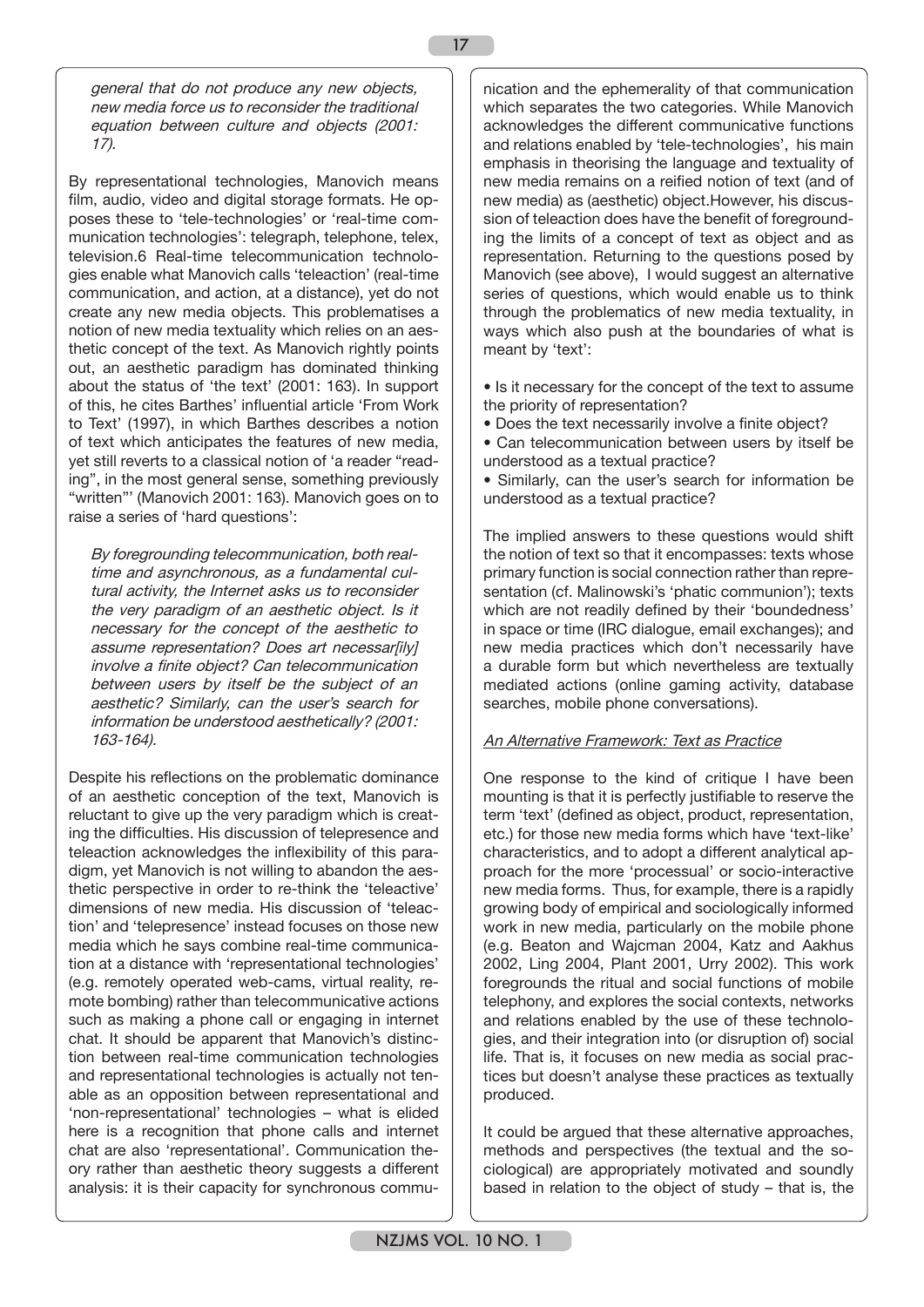> *general that do not produce any new objects, new media force us to reconsider the traditional equation between culture and objects (2001: 17).*

By representational technologies, Manovich means film, audio, video and digital storage formats. He opposes these to 'tele-technologies' or 'real-time communication technologies': telegraph, telephone, telex, television.6 Real-time telecommunication technologies enable what Manovich calls 'teleaction' (real-time communication, and action, at a distance), yet do not create any new media objects. This problematises a notion of new media textuality which relies on an aesthetic concept of the text. As Manovich rightly points out, an aesthetic paradigm has dominated thinking about the status of 'the text' (2001: 163). In support of this, he cites Barthes' influential article 'From Work to Text' (1997), in which Barthes describes a notion of text which anticipates the features of new media, yet still reverts to a classical notion of 'a reader "reading", in the most general sense, something previously "written"' (Manovich 2001: 163). Manovich goes on to raise a series of 'hard questions':

> *By foregrounding telecommunication, both real-time and asynchronous, as a fundamental cultural activity, the Internet asks us to reconsider the very paradigm of an aesthetic object. Is it necessary for the concept of the aesthetic to assume representation? Does art necessar[ily] involve a finite object? Can telecommunication between users by itself be the subject of an aesthetic? Similarly, can the user's search for information be understood aesthetically? (2001: 163-164).*

Despite his reflections on the problematic dominance of an aesthetic conception of the text, Manovich is reluctant to give up the very paradigm which is creating the difficulties. His discussion of telepresence and teleaction acknowledges the inflexibility of this paradigm, yet Manovich is not willing to abandon the aesthetic perspective in order to re-think the 'teleactive' dimensions of new media. His discussion of 'teleaction' and 'telepresence' instead focuses on those new media which he says combine real-time communication at a distance with 'representational technologies' (e.g. remotely operated web-cams, virtual reality, remote bombing) rather than telecommunicative actions such as making a phone call or engaging in internet chat. It should be apparent that Manovich's distinction between real-time communication technologies and representational technologies is actually not tenable as an opposition between representational and 'non-representational' technologies – what is elided here is a recognition that phone calls and internet chat are also 'representational'. Communication theory rather than aesthetic theory suggests a different analysis: it is their capacity for synchronous communication and the ephemerality of that communication which separates the two categories. While Manovich acknowledges the different communicative functions and relations enabled by 'tele-technologies', his main emphasis in theorising the language and textuality of new media remains on a reified notion of text (and of new media) as (aesthetic) object.However, his discussion of teleaction does have the benefit of foregrounding the limits of a concept of text as object and as representation. Returning to the questions posed by Manovich (see above), I would suggest an alternative series of questions, which would enable us to think through the problematics of new media textuality, in ways which also push at the boundaries of what is meant by 'text':

- Is it necessary for the concept of the text to assume the priority of representation?
- Does the text necessarily involve a finite object?
- Can telecommunication between users by itself be understood as a textual practice?
- Similarly, can the user's search for information be understood as a textual practice?

The implied answers to these questions would shift the notion of text so that it encompasses: texts whose primary function is social connection rather than representation (cf. Malinowski's 'phatic communion'); texts which are not readily defined by their 'boundedness' in space or time (IRC dialogue, email exchanges); and new media practices which don't necessarily have a durable form but which nevertheless are textually mediated actions (online gaming activity, database searches, mobile phone conversations).

### An Alternative Framework: Text as Practice

One response to the kind of critique I have been mounting is that it is perfectly justifiable to reserve the term 'text' (defined as object, product, representation, etc.) for those new media forms which have 'text-like' characteristics, and to adopt a different analytical approach for the more 'processual' or socio-interactive new media forms. Thus, for example, there is a rapidly growing body of empirical and sociologically informed work in new media, particularly on the mobile phone (e.g. Beaton and Wajcman 2004, Katz and Aakhus 2002, Ling 2004, Plant 2001, Urry 2002). This work foregrounds the ritual and social functions of mobile telephony, and explores the social contexts, networks and relations enabled by the use of these technologies, and their integration into (or disruption of) social life. That is, it focuses on new media as social practices but doesn't analyse these practices as textually produced.

It could be argued that these alternative approaches, methods and perspectives (the textual and the sociological) are appropriately motivated and soundly based in relation to the object of study – that is, the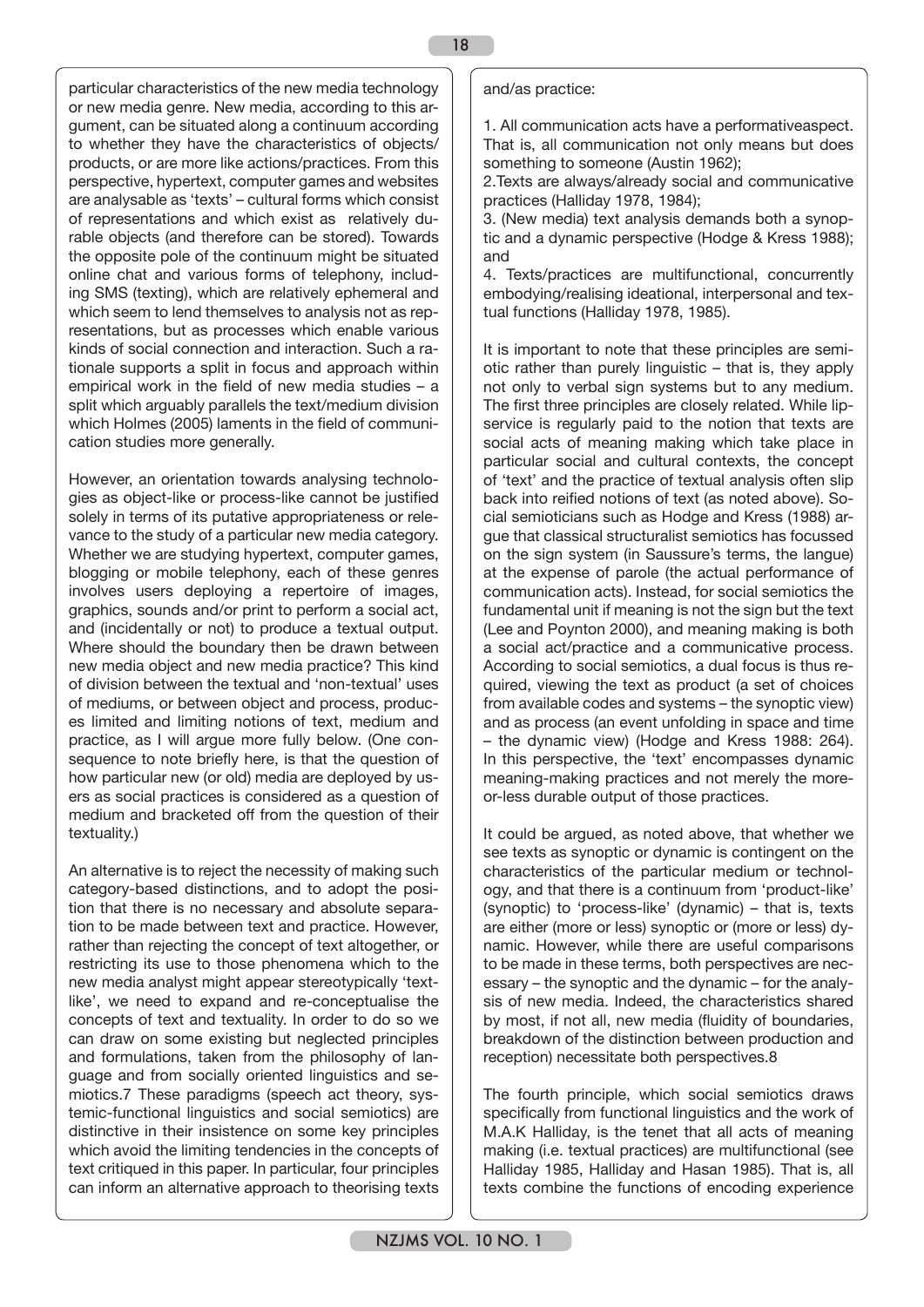particular characteristics of the new media technology or new media genre. New media, according to this argument, can be situated along a continuum according to whether they have the characteristics of objects/products, or are more like actions/practices. From this perspective, hypertext, computer games and websites are analysable as 'texts' – cultural forms which consist of representations and which exist as relatively durable objects (and therefore can be stored). Towards the opposite pole of the continuum might be situated online chat and various forms of telephony, including SMS (texting), which are relatively ephemeral and which seem to lend themselves to analysis not as representations, but as processes which enable various kinds of social connection and interaction. Such a rationale supports a split in focus and approach within empirical work in the field of new media studies – a split which arguably parallels the text/medium division which Holmes (2005) laments in the field of communication studies more generally.

However, an orientation towards analysing technologies as object-like or process-like cannot be justified solely in terms of its putative appropriateness or relevance to the study of a particular new media category. Whether we are studying hypertext, computer games, blogging or mobile telephony, each of these genres involves users deploying a repertoire of images, graphics, sounds and/or print to perform a social act, and (incidentally or not) to produce a textual output. Where should the boundary then be drawn between new media object and new media practice? This kind of division between the textual and 'non-textual' uses of mediums, or between object and process, produces limited and limiting notions of text, medium and practice, as I will argue more fully below. (One consequence to note briefly here, is that the question of how particular new (or old) media are deployed by users as social practices is considered as a question of medium and bracketed off from the question of their textuality.)

An alternative is to reject the necessity of making such category-based distinctions, and to adopt the position that there is no necessary and absolute separation to be made between text and practice. However, rather than rejecting the concept of text altogether, or restricting its use to those phenomena which to the new media analyst might appear stereotypically 'text-like', we need to expand and re-conceptualise the concepts of text and textuality. In order to do so we can draw on some existing but neglected principles and formulations, taken from the philosophy of language and from socially oriented linguistics and semiotics.7 These paradigms (speech act theory, systemic-functional linguistics and social semiotics) are distinctive in their insistence on some key principles which avoid the limiting tendencies in the concepts of text critiqued in this paper. In particular, four principles can inform an alternative approach to theorising texts and/as practice:

1. All communication acts have a performativeaspect. That is, all communication not only means but does something to someone (Austin 1962);
2. Texts are always/already social and communicative practices (Halliday 1978, 1984);
3. (New media) text analysis demands both a synoptic and a dynamic perspective (Hodge & Kress 1988); and
4. Texts/practices are multifunctional, concurrently embodying/realising ideational, interpersonal and textual functions (Halliday 1978, 1985).

It is important to note that these principles are semiotic rather than purely linguistic – that is, they apply not only to verbal sign systems but to any medium. The first three principles are closely related. While lip-service is regularly paid to the notion that texts are social acts of meaning making which take place in particular social and cultural contexts, the concept of 'text' and the practice of textual analysis often slip back into reified notions of text (as noted above). Social semioticians such as Hodge and Kress (1988) argue that classical structuralist semiotics has focussed on the sign system (in Saussure's terms, the langue) at the expense of parole (the actual performance of communication acts). Instead, for social semiotics the fundamental unit if meaning is not the sign but the text (Lee and Poynton 2000), and meaning making is both a social act/practice and a communicative process. According to social semiotics, a dual focus is thus required, viewing the text as product (a set of choices from available codes and systems – the synoptic view) and as process (an event unfolding in space and time – the dynamic view) (Hodge and Kress 1988: 264). In this perspective, the 'text' encompasses dynamic meaning-making practices and not merely the more-or-less durable output of those practices.

It could be argued, as noted above, that whether we see texts as synoptic or dynamic is contingent on the characteristics of the particular medium or technology, and that there is a continuum from 'product-like' (synoptic) to 'process-like' (dynamic) – that is, texts are either (more or less) synoptic or (more or less) dynamic. However, while there are useful comparisons to be made in these terms, both perspectives are necessary – the synoptic and the dynamic – for the analysis of new media. Indeed, the characteristics shared by most, if not all, new media (fluidity of boundaries, breakdown of the distinction between production and reception) necessitate both perspectives.8

The fourth principle, which social semiotics draws specifically from functional linguistics and the work of M.A.K Halliday, is the tenet that all acts of meaning making (i.e. textual practices) are multifunctional (see Halliday 1985, Halliday and Hasan 1985). That is, all texts combine the functions of encoding experience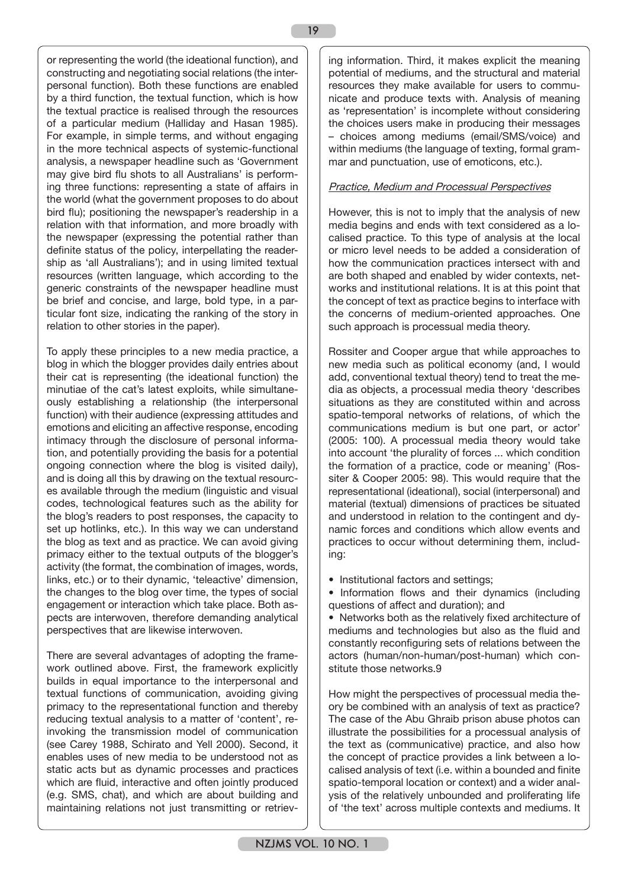or representing the world (the ideational function), and constructing and negotiating social relations (the interpersonal function). Both these functions are enabled by a third function, the textual function, which is how the textual practice is realised through the resources of a particular medium (Halliday and Hasan 1985). For example, in simple terms, and without engaging in the more technical aspects of systemic-functional analysis, a newspaper headline such as 'Government may give bird flu shots to all Australians' is performing three functions: representing a state of affairs in the world (what the government proposes to do about bird flu); positioning the newspaper's readership in a relation with that information, and more broadly with the newspaper (expressing the potential rather than definite status of the policy, interpellating the readership as 'all Australians'); and in using limited textual resources (written language, which according to the generic constraints of the newspaper headline must be brief and concise, and large, bold type, in a particular font size, indicating the ranking of the story in relation to other stories in the paper).

To apply these principles to a new media practice, a blog in which the blogger provides daily entries about their cat is representing (the ideational function) the minutiae of the cat's latest exploits, while simultaneously establishing a relationship (the interpersonal function) with their audience (expressing attitudes and emotions and eliciting an affective response, encoding intimacy through the disclosure of personal information, and potentially providing the basis for a potential ongoing connection where the blog is visited daily), and is doing all this by drawing on the textual resources available through the medium (linguistic and visual codes, technological features such as the ability for the blog's readers to post responses, the capacity to set up hotlinks, etc.). In this way we can understand the blog as text and as practice. We can avoid giving primacy either to the textual outputs of the blogger's activity (the format, the combination of images, words, links, etc.) or to their dynamic, 'teleactive' dimension, the changes to the blog over time, the types of social engagement or interaction which take place. Both aspects are interwoven, therefore demanding analytical perspectives that are likewise interwoven.

There are several advantages of adopting the framework outlined above. First, the framework explicitly builds in equal importance to the interpersonal and textual functions of communication, avoiding giving primacy to the representational function and thereby reducing textual analysis to a matter of 'content', re-invoking the transmission model of communication (see Carey 1988, Schirato and Yell 2000). Second, it enables uses of new media to be understood not as static acts but as dynamic processes and practices which are fluid, interactive and often jointly produced (e.g. SMS, chat), and which are about building and maintaining relations not just transmitting or retrieving information. Third, it makes explicit the meaning potential of mediums, and the structural and material resources they make available for users to communicate and produce texts with. Analysis of meaning as 'representation' is incomplete without considering the choices users make in producing their messages – choices among mediums (email/SMS/voice) and within mediums (the language of texting, formal grammar and punctuation, use of emoticons, etc.).

### *Practice, Medium and Processual Perspectives*

However, this is not to imply that the analysis of new media begins and ends with text considered as a localised practice. To this type of analysis at the local or micro level needs to be added a consideration of how the communication practices intersect with and are both shaped and enabled by wider contexts, networks and institutional relations. It is at this point that the concept of text as practice begins to interface with the concerns of medium-oriented approaches. One such approach is processual media theory.

Rossiter and Cooper argue that while approaches to new media such as political economy (and, I would add, conventional textual theory) tend to treat the media as objects, a processual media theory 'describes situations as they are constituted within and across spatio-temporal networks of relations, of which the communications medium is but one part, or actor' (2005: 100). A processual media theory would take into account 'the plurality of forces ... which condition the formation of a practice, code or meaning' (Rossiter & Cooper 2005: 98). This would require that the representational (ideational), social (interpersonal) and material (textual) dimensions of practices be situated and understood in relation to the contingent and dynamic forces and conditions which allow events and practices to occur without determining them, including:

- Institutional factors and settings;
- Information flows and their dynamics (including questions of affect and duration); and
- Networks both as the relatively fixed architecture of mediums and technologies but also as the fluid and constantly reconfiguring sets of relations between the actors (human/non-human/post-human) which constitute those networks.9

How might the perspectives of processual media theory be combined with an analysis of text as practice? The case of the Abu Ghraib prison abuse photos can illustrate the possibilities for a processual analysis of the text as (communicative) practice, and also how the concept of practice provides a link between a localised analysis of text (i.e. within a bounded and finite spatio-temporal location or context) and a wider analysis of the relatively unbounded and proliferating life of 'the text' across multiple contexts and mediums. It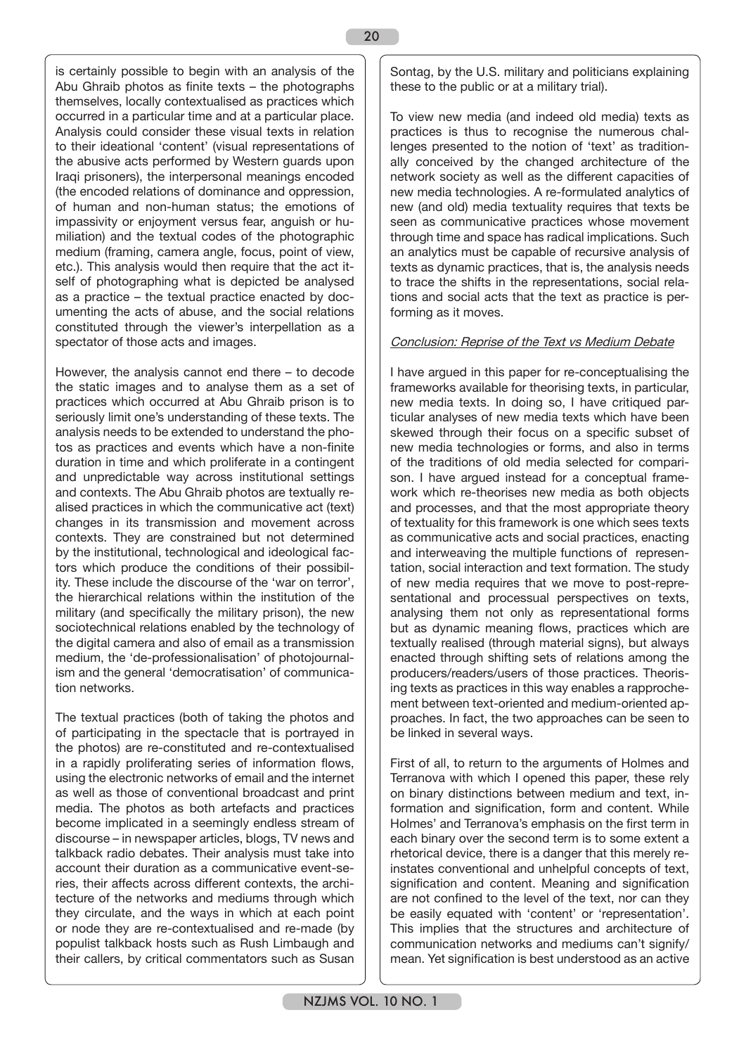is certainly possible to begin with an analysis of the Abu Ghraib photos as finite texts – the photographs themselves, locally contextualised as practices which occurred in a particular time and at a particular place. Analysis could consider these visual texts in relation to their ideational 'content' (visual representations of the abusive acts performed by Western guards upon Iraqi prisoners), the interpersonal meanings encoded (the encoded relations of dominance and oppression, of human and non-human status; the emotions of impassivity or enjoyment versus fear, anguish or humiliation) and the textual codes of the photographic medium (framing, camera angle, focus, point of view, etc.). This analysis would then require that the act itself of photographing what is depicted be analysed as a practice – the textual practice enacted by documenting the acts of abuse, and the social relations constituted through the viewer's interpellation as a spectator of those acts and images.

However, the analysis cannot end there – to decode the static images and to analyse them as a set of practices which occurred at Abu Ghraib prison is to seriously limit one's understanding of these texts. The analysis needs to be extended to understand the photos as practices and events which have a non-finite duration in time and which proliferate in a contingent and unpredictable way across institutional settings and contexts. The Abu Ghraib photos are textually realised practices in which the communicative act (text) changes in its transmission and movement across contexts. They are constrained but not determined by the institutional, technological and ideological factors which produce the conditions of their possibility. These include the discourse of the 'war on terror', the hierarchical relations within the institution of the military (and specifically the military prison), the new sociotechnical relations enabled by the technology of the digital camera and also of email as a transmission medium, the 'de-professionalisation' of photojournalism and the general 'democratisation' of communication networks.

The textual practices (both of taking the photos and of participating in the spectacle that is portrayed in the photos) are re-constituted and re-contextualised in a rapidly proliferating series of information flows, using the electronic networks of email and the internet as well as those of conventional broadcast and print media. The photos as both artefacts and practices become implicated in a seemingly endless stream of discourse – in newspaper articles, blogs, TV news and talkback radio debates. Their analysis must take into account their duration as a communicative event-series, their affects across different contexts, the architecture of the networks and mediums through which they circulate, and the ways in which at each point or node they are re-contextualised and re-made (by populist talkback hosts such as Rush Limbaugh and their callers, by critical commentators such as Susan Sontag, by the U.S. military and politicians explaining these to the public or at a military trial).

To view new media (and indeed old media) texts as practices is thus to recognise the numerous challenges presented to the notion of 'text' as traditionally conceived by the changed architecture of the network society as well as the different capacities of new media technologies. A re-formulated analytics of new (and old) media textuality requires that texts be seen as communicative practices whose movement through time and space has radical implications. Such an analytics must be capable of recursive analysis of texts as dynamic practices, that is, the analysis needs to trace the shifts in the representations, social relations and social acts that the text as practice is performing as it moves.

## *Conclusion: Reprise of the Text vs Medium Debate*

I have argued in this paper for re-conceptualising the frameworks available for theorising texts, in particular, new media texts. In doing so, I have critiqued particular analyses of new media texts which have been skewed through their focus on a specific subset of new media technologies or forms, and also in terms of the traditions of old media selected for comparison. I have argued instead for a conceptual framework which re-theorises new media as both objects and processes, and that the most appropriate theory of textuality for this framework is one which sees texts as communicative acts and social practices, enacting and interweaving the multiple functions of representation, social interaction and text formation. The study of new media requires that we move to post-representational and processual perspectives on texts, analysing them not only as representational forms but as dynamic meaning flows, practices which are textually realised (through material signs), but always enacted through shifting sets of relations among the producers/readers/users of those practices. Theorising texts as practices in this way enables a rapprochement between text-oriented and medium-oriented approaches. In fact, the two approaches can be seen to be linked in several ways.

First of all, to return to the arguments of Holmes and Terranova with which I opened this paper, these rely on binary distinctions between medium and text, information and signification, form and content. While Holmes' and Terranova's emphasis on the first term in each binary over the second term is to some extent a rhetorical device, there is a danger that this merely reinstates conventional and unhelpful concepts of text, signification and content. Meaning and signification are not confined to the level of the text, nor can they be easily equated with 'content' or 'representation'. This implies that the structures and architecture of communication networks and mediums can't signify/mean. Yet signification is best understood as an active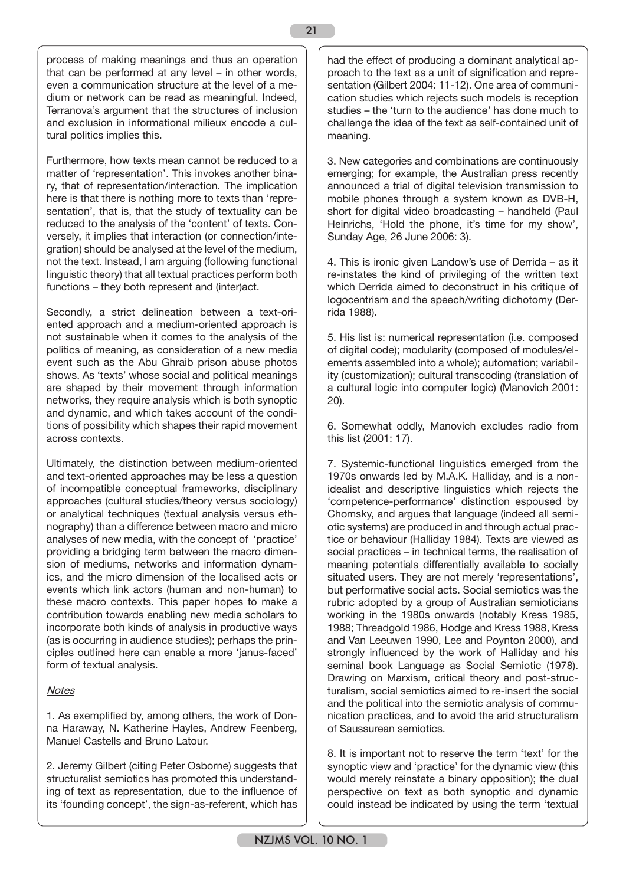process of making meanings and thus an operation that can be performed at any level – in other words, even a communication structure at the level of a medium or network can be read as meaningful. Indeed, Terranova's argument that the structures of inclusion and exclusion in informational milieux encode a cultural politics implies this.

Furthermore, how texts mean cannot be reduced to a matter of 'representation'. This invokes another binary, that of representation/interaction. The implication here is that there is nothing more to texts than 'representation', that is, that the study of textuality can be reduced to the analysis of the 'content' of texts. Conversely, it implies that interaction (or connection/integration) should be analysed at the level of the medium, not the text. Instead, I am arguing (following functional linguistic theory) that all textual practices perform both functions – they both represent and (inter)act.

Secondly, a strict delineation between a text-oriented approach and a medium-oriented approach is not sustainable when it comes to the analysis of the politics of meaning, as consideration of a new media event such as the Abu Ghraib prison abuse photos shows. As 'texts' whose social and political meanings are shaped by their movement through information networks, they require analysis which is both synoptic and dynamic, and which takes account of the conditions of possibility which shapes their rapid movement across contexts.

Ultimately, the distinction between medium-oriented and text-oriented approaches may be less a question of incompatible conceptual frameworks, disciplinary approaches (cultural studies/theory versus sociology) or analytical techniques (textual analysis versus ethnography) than a difference between macro and micro analyses of new media, with the concept of 'practice' providing a bridging term between the macro dimension of mediums, networks and information dynamics, and the micro dimension of the localised acts or events which link actors (human and non-human) to these macro contexts. This paper hopes to make a contribution towards enabling new media scholars to incorporate both kinds of analysis in productive ways (as is occurring in audience studies); perhaps the principles outlined here can enable a more 'janus-faced' form of textual analysis.

*Notes*

1. As exemplified by, among others, the work of Donna Haraway, N. Katherine Hayles, Andrew Feenberg, Manuel Castells and Bruno Latour.

2. Jeremy Gilbert (citing Peter Osborne) suggests that structuralist semiotics has promoted this understanding of text as representation, due to the influence of its 'founding concept', the sign-as-referent, which has had the effect of producing a dominant analytical approach to the text as a unit of signification and representation (Gilbert 2004: 11-12). One area of communication studies which rejects such models is reception studies – the 'turn to the audience' has done much to challenge the idea of the text as self-contained unit of meaning.

3. New categories and combinations are continuously emerging; for example, the Australian press recently announced a trial of digital television transmission to mobile phones through a system known as DVB-H, short for digital video broadcasting – handheld (Paul Heinrichs, 'Hold the phone, it's time for my show', Sunday Age, 26 June 2006: 3).

4. This is ironic given Landow's use of Derrida – as it re-instates the kind of privileging of the written text which Derrida aimed to deconstruct in his critique of logocentrism and the speech/writing dichotomy (Derrida 1988).

5. His list is: numerical representation (i.e. composed of digital code); modularity (composed of modules/elements assembled into a whole); automation; variability (customization); cultural transcoding (translation of a cultural logic into computer logic) (Manovich 2001: 20).

6. Somewhat oddly, Manovich excludes radio from this list (2001: 17).

7. Systemic-functional linguistics emerged from the 1970s onwards led by M.A.K. Halliday, and is a non-idealist and descriptive linguistics which rejects the 'competence-performance' distinction espoused by Chomsky, and argues that language (indeed all semiotic systems) are produced in and through actual practice or behaviour (Halliday 1984). Texts are viewed as social practices – in technical terms, the realisation of meaning potentials differentially available to socially situated users. They are not merely 'representations', but performative social acts. Social semiotics was the rubric adopted by a group of Australian semioticians working in the 1980s onwards (notably Kress 1985, 1988; Threadgold 1986, Hodge and Kress 1988, Kress and Van Leeuwen 1990, Lee and Poynton 2000), and strongly influenced by the work of Halliday and his seminal book Language as Social Semiotic (1978). Drawing on Marxism, critical theory and post-structuralism, social semiotics aimed to re-insert the social and the political into the semiotic analysis of communication practices, and to avoid the arid structuralism of Saussurean semiotics.

8. It is important not to reserve the term 'text' for the synoptic view and 'practice' for the dynamic view (this would merely reinstate a binary opposition); the dual perspective on text as both synoptic and dynamic could instead be indicated by using the term 'textual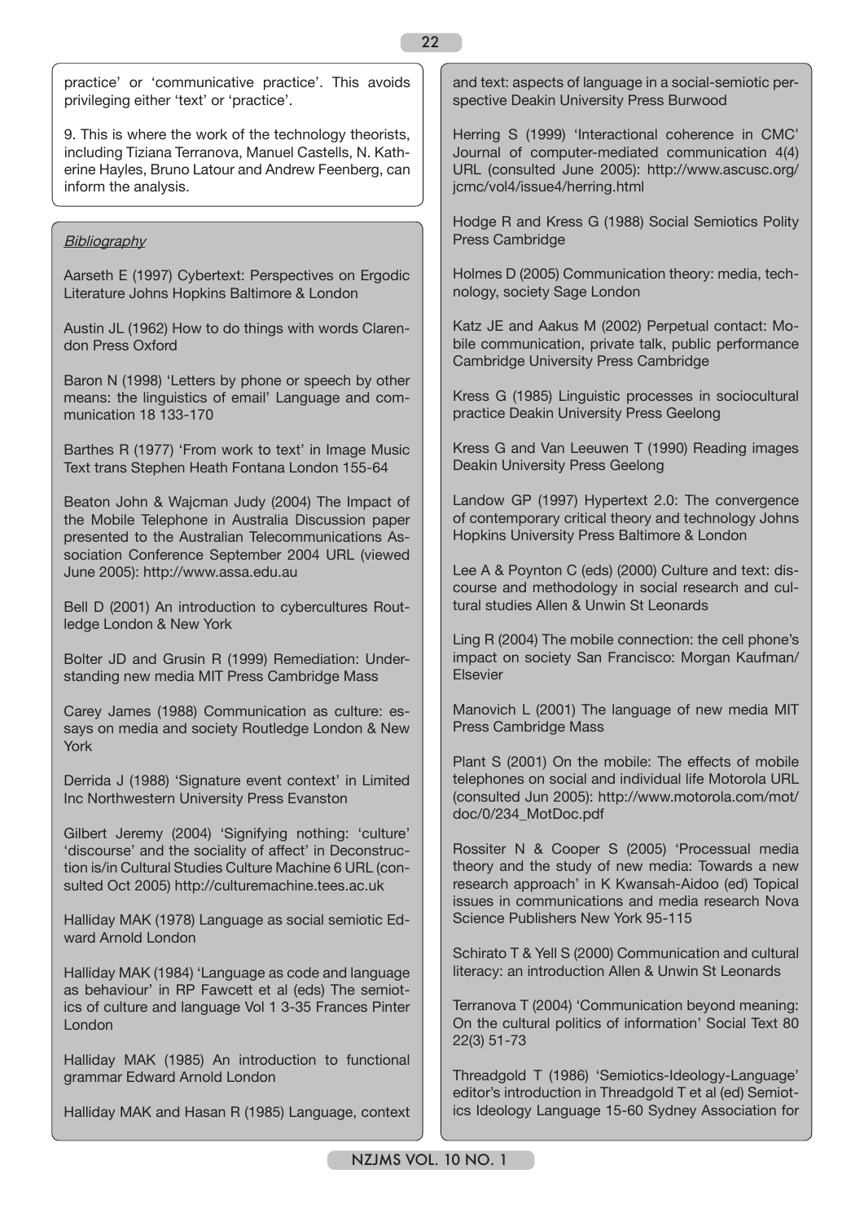practice' or 'communicative practice'. This avoids privileging either 'text' or 'practice'.

9. This is where the work of the technology theorists, including Tiziana Terranova, Manuel Castells, N. Katherine Hayles, Bruno Latour and Andrew Feenberg, can inform the analysis.

## *Bibliography*

Aarseth E (1997) Cybertext: Perspectives on Ergodic Literature Johns Hopkins Baltimore & London

Austin JL (1962) How to do things with words Clarendon Press Oxford

Baron N (1998) 'Letters by phone or speech by other means: the linguistics of email' Language and communication 18 133-170

Barthes R (1977) 'From work to text' in Image Music Text trans Stephen Heath Fontana London 155-64

Beaton John & Wajcman Judy (2004) The Impact of the Mobile Telephone in Australia Discussion paper presented to the Australian Telecommunications Association Conference September 2004 URL (viewed June 2005): http://www.assa.edu.au

Bell D (2001) An introduction to cybercultures Routledge London & New York

Bolter JD and Grusin R (1999) Remediation: Understanding new media MIT Press Cambridge Mass

Carey James (1988) Communication as culture: essays on media and society Routledge London & New York

Derrida J (1988) 'Signature event context' in Limited Inc Northwestern University Press Evanston

Gilbert Jeremy (2004) 'Signifying nothing: 'culture' 'discourse' and the sociality of affect' in Deconstruction is/in Cultural Studies Culture Machine 6 URL (consulted Oct 2005) http://culturemachine.tees.ac.uk

Halliday MAK (1978) Language as social semiotic Edward Arnold London

Halliday MAK (1984) 'Language as code and language as behaviour' in RP Fawcett et al (eds) The semiotics of culture and language Vol 1 3-35 Frances Pinter London

Halliday MAK (1985) An introduction to functional grammar Edward Arnold London

Halliday MAK and Hasan R (1985) Language, context and text: aspects of language in a social-semiotic perspective Deakin University Press Burwood

Herring S (1999) 'Interactional coherence in CMC' Journal of computer-mediated communication 4(4) URL (consulted June 2005): http://www.ascusc.org/jcmc/vol4/issue4/herring.html

Hodge R and Kress G (1988) Social Semiotics Polity Press Cambridge

Holmes D (2005) Communication theory: media, technology, society Sage London

Katz JE and Aakus M (2002) Perpetual contact: Mobile communication, private talk, public performance Cambridge University Press Cambridge

Kress G (1985) Linguistic processes in sociocultural practice Deakin University Press Geelong

Kress G and Van Leeuwen T (1990) Reading images Deakin University Press Geelong

Landow GP (1997) Hypertext 2.0: The convergence of contemporary critical theory and technology Johns Hopkins University Press Baltimore & London

Lee A & Poynton C (eds) (2000) Culture and text: discourse and methodology in social research and cultural studies Allen & Unwin St Leonards

Ling R (2004) The mobile connection: the cell phone's impact on society San Francisco: Morgan Kaufman/Elsevier

Manovich L (2001) The language of new media MIT Press Cambridge Mass

Plant S (2001) On the mobile: The effects of mobile telephones on social and individual life Motorola URL (consulted Jun 2005): http://www.motorola.com/mot/doc/0/234_MotDoc.pdf

Rossiter N & Cooper S (2005) 'Processual media theory and the study of new media: Towards a new research approach' in K Kwansah-Aidoo (ed) Topical issues in communications and media research Nova Science Publishers New York 95-115

Schirato T & Yell S (2000) Communication and cultural literacy: an introduction Allen & Unwin St Leonards

Terranova T (2004) 'Communication beyond meaning: On the cultural politics of information' Social Text 80 22(3) 51-73

Threadgold T (1986) 'Semiotics-Ideology-Language' editor's introduction in Threadgold T et al (ed) Semiotics Ideology Language 15-60 Sydney Association for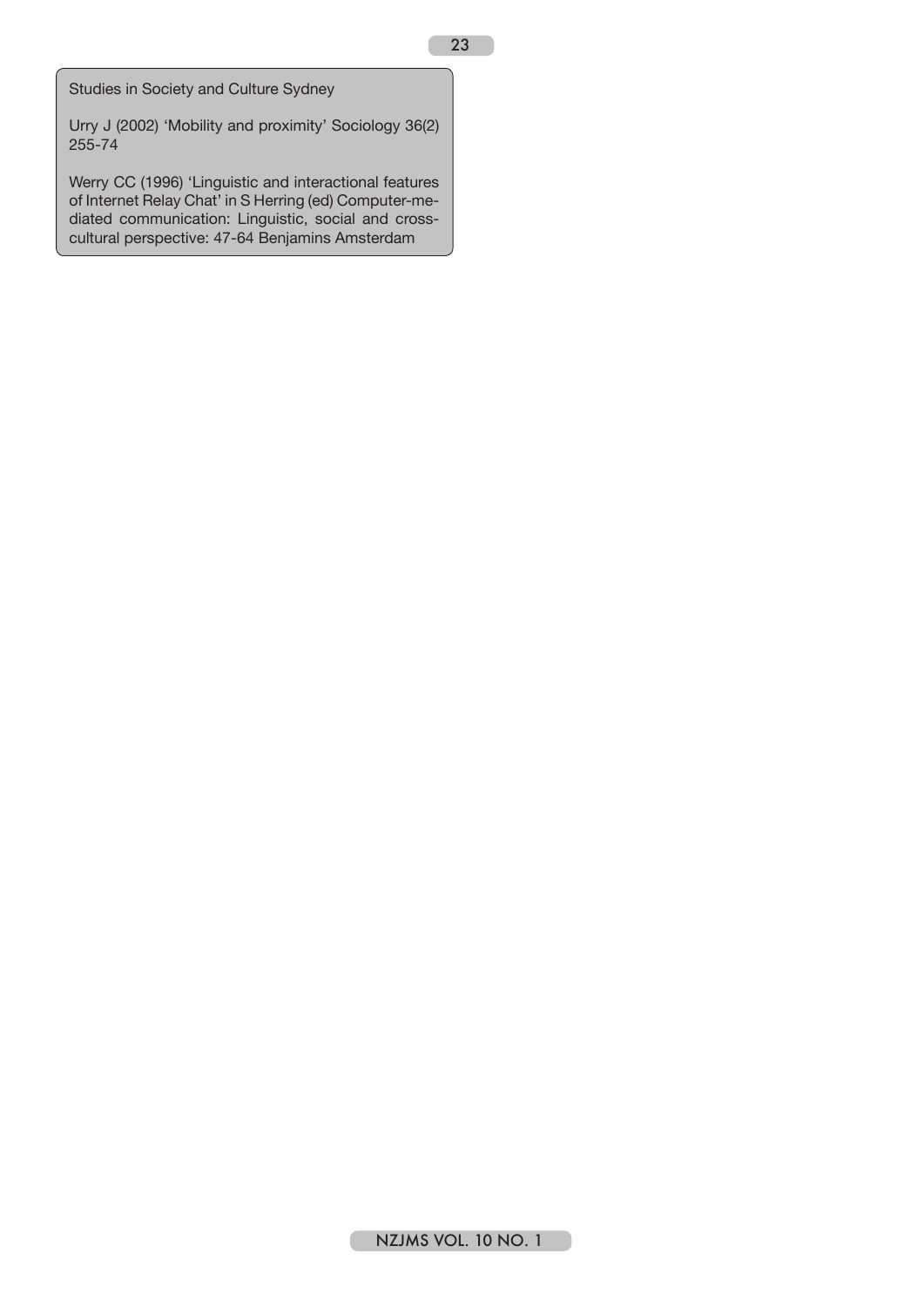Studies in Society and Culture Sydney

Urry J (2002) 'Mobility and proximity' Sociology 36(2) 255-74

Werry CC (1996) 'Linguistic and interactional features of Internet Relay Chat' in S Herring (ed) Computer-mediated communication: Linguistic, social and cross-cultural perspective: 47-64 Benjamins Amsterdam